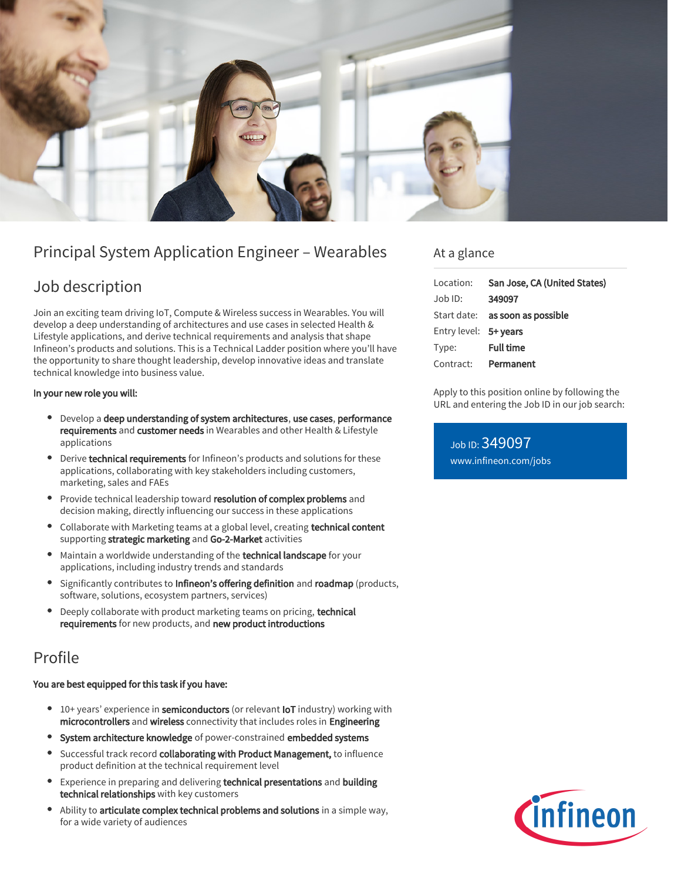# Principal System Application Engineer – Wearables

## Job description

Join an exciting team driving IoT, Compute & Wireless success in Wearables. You will develop a deep understanding of architectures and use cases in selected Health & Lifestyle applications, and derive technical requirements and analysis that shape Infineon's products and solutions. This is a Technical Ladder position where you'll have the opportunity to share thought leadership, develop innovative ideas and translate technical knowledge into business value.

**In your new role you will:**

- Develop a **deep understanding of system architectures**, **use cases**, **performance requirements** and **customer needs** in Wearables and other Health & Lifestyle applications
- Derive **technical requirements** for Infineon's products and solutions for these applications, collaborating with key stakeholders including customers, marketing, sales and FAEs
- Provide technical leadership toward **resolution of complex problems** and decision making, directly influencing our success in these applications
- Collaborate with Marketing teams at a global level, creating **technical content** supporting **strategic marketing** and **Go-2-Market** activities
- Maintain a worldwide understanding of the **technical landscape** for your applications, including industry trends and standards
- Significantly contributes to **Infineon's offering definition** and **roadmap** (products, software, solutions, ecosystem partners, services)
- Deeply collaborate with product marketing teams on pricing, **technical requirements** for new products, and **new product introductions**

## Profile

**You are best equipped for this task if you have:**

- 10+ years' experience in **semiconductors** (or relevant **IoT** industry) working with **microcontrollers** and **wireless** connectivity that includes roles in **Engineering**
- **System architecture knowledge** of power-constrained **embedded systems**
- Successful track record **collaborating with Product Management,** to influence product definition at the technical requirement level
- Experience in preparing and delivering **technical presentations** and **building technical relationships** with key customers
- Ability to **articulate complex technical problems and solutions** in a simple way, for a wide variety of audiences

## At a glance

| | |
|---|---|
| Location: | **San Jose, CA (United States)** |
| Job ID: | **349097** |
| Start date: | **as soon as possible** |
| Entry level: | **5+ years** |
| Type: | **Full time** |
| Contract: | **Permanent** |

Apply to this position online by following the URL and entering the Job ID in our job search:

Job ID: 349097
www.infineon.com/jobs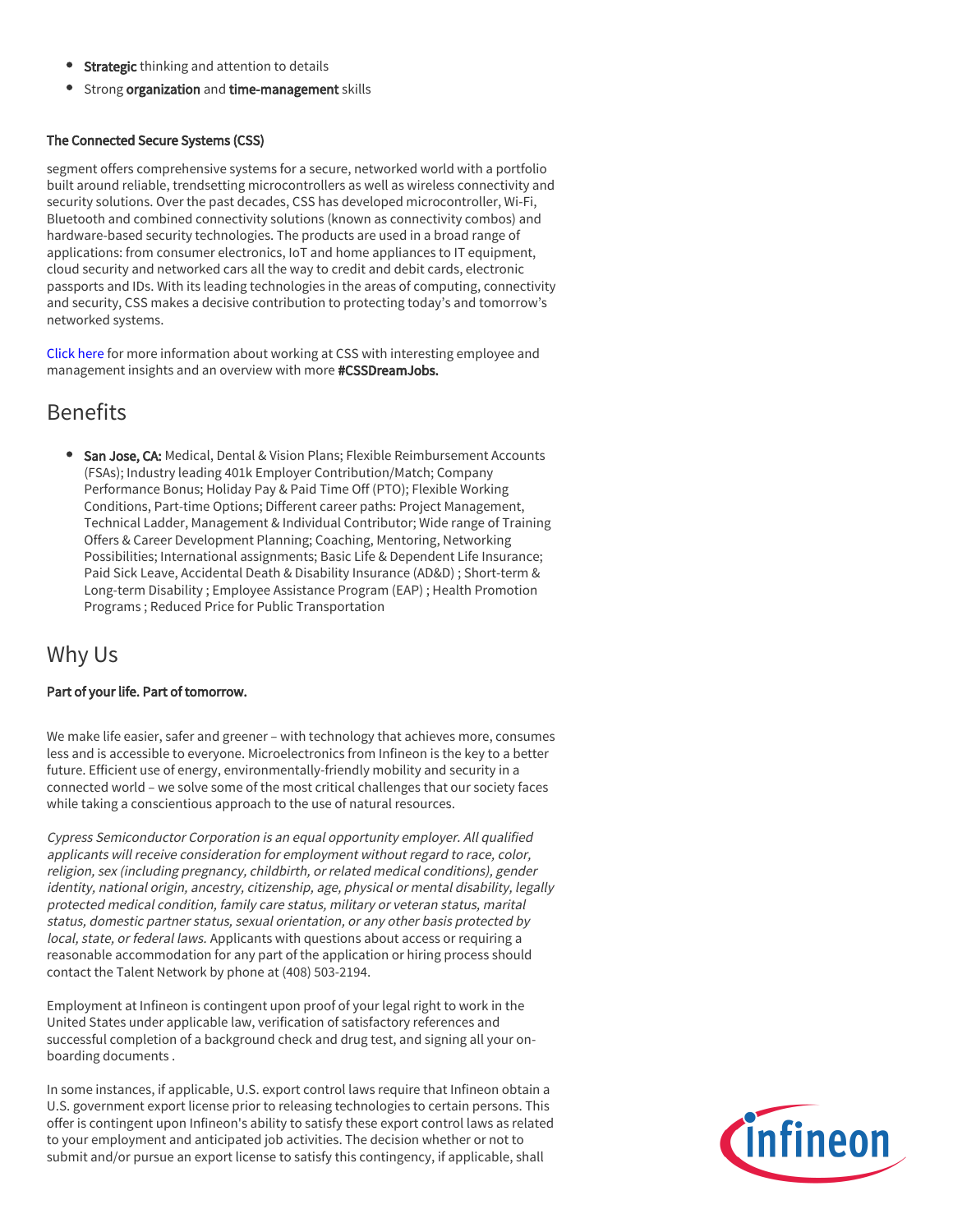- **Strategic** thinking and attention to details
- Strong **organization** and **time-management** skills

**The Connected Secure Systems (CSS)**

segment offers comprehensive systems for a secure, networked world with a portfolio built around reliable, trendsetting microcontrollers as well as wireless connectivity and security solutions. Over the past decades, CSS has developed microcontroller, Wi-Fi, Bluetooth and combined connectivity solutions (known as connectivity combos) and hardware-based security technologies. The products are used in a broad range of applications: from consumer electronics, IoT and home appliances to IT equipment, cloud security and networked cars all the way to credit and debit cards, electronic passports and IDs. With its leading technologies in the areas of computing, connectivity and security, CSS makes a decisive contribution to protecting today's and tomorrow's networked systems.

Click here for more information about working at CSS with interesting employee and management insights and an overview with more **#CSSDreamJobs.**

## Benefits

- **San Jose, CA:** Medical, Dental & Vision Plans; Flexible Reimbursement Accounts (FSAs); Industry leading 401k Employer Contribution/Match; Company Performance Bonus; Holiday Pay & Paid Time Off (PTO); Flexible Working Conditions, Part-time Options; Different career paths: Project Management, Technical Ladder, Management & Individual Contributor; Wide range of Training Offers & Career Development Planning; Coaching, Mentoring, Networking Possibilities; International assignments; Basic Life & Dependent Life Insurance; Paid Sick Leave, Accidental Death & Disability Insurance (AD&D) ; Short-term & Long-term Disability ; Employee Assistance Program (EAP) ; Health Promotion Programs ; Reduced Price for Public Transportation

## Why Us

**Part of your life. Part of tomorrow.**

We make life easier, safer and greener – with technology that achieves more, consumes less and is accessible to everyone. Microelectronics from Infineon is the key to a better future. Efficient use of energy, environmentally-friendly mobility and security in a connected world – we solve some of the most critical challenges that our society faces while taking a conscientious approach to the use of natural resources.

*Cypress Semiconductor Corporation is an equal opportunity employer. All qualified applicants will receive consideration for employment without regard to race, color, religion, sex (including pregnancy, childbirth, or related medical conditions), gender identity, national origin, ancestry, citizenship, age, physical or mental disability, legally protected medical condition, family care status, military or veteran status, marital status, domestic partner status, sexual orientation, or any other basis protected by local, state, or federal laws.* Applicants with questions about access or requiring a reasonable accommodation for any part of the application or hiring process should contact the Talent Network by phone at (408) 503-2194.

Employment at Infineon is contingent upon proof of your legal right to work in the United States under applicable law, verification of satisfactory references and successful completion of a background check and drug test, and signing all your on-boarding documents .

In some instances, if applicable, U.S. export control laws require that Infineon obtain a U.S. government export license prior to releasing technologies to certain persons. This offer is contingent upon Infineon's ability to satisfy these export control laws as related to your employment and anticipated job activities. The decision whether or not to submit and/or pursue an export license to satisfy this contingency, if applicable, shall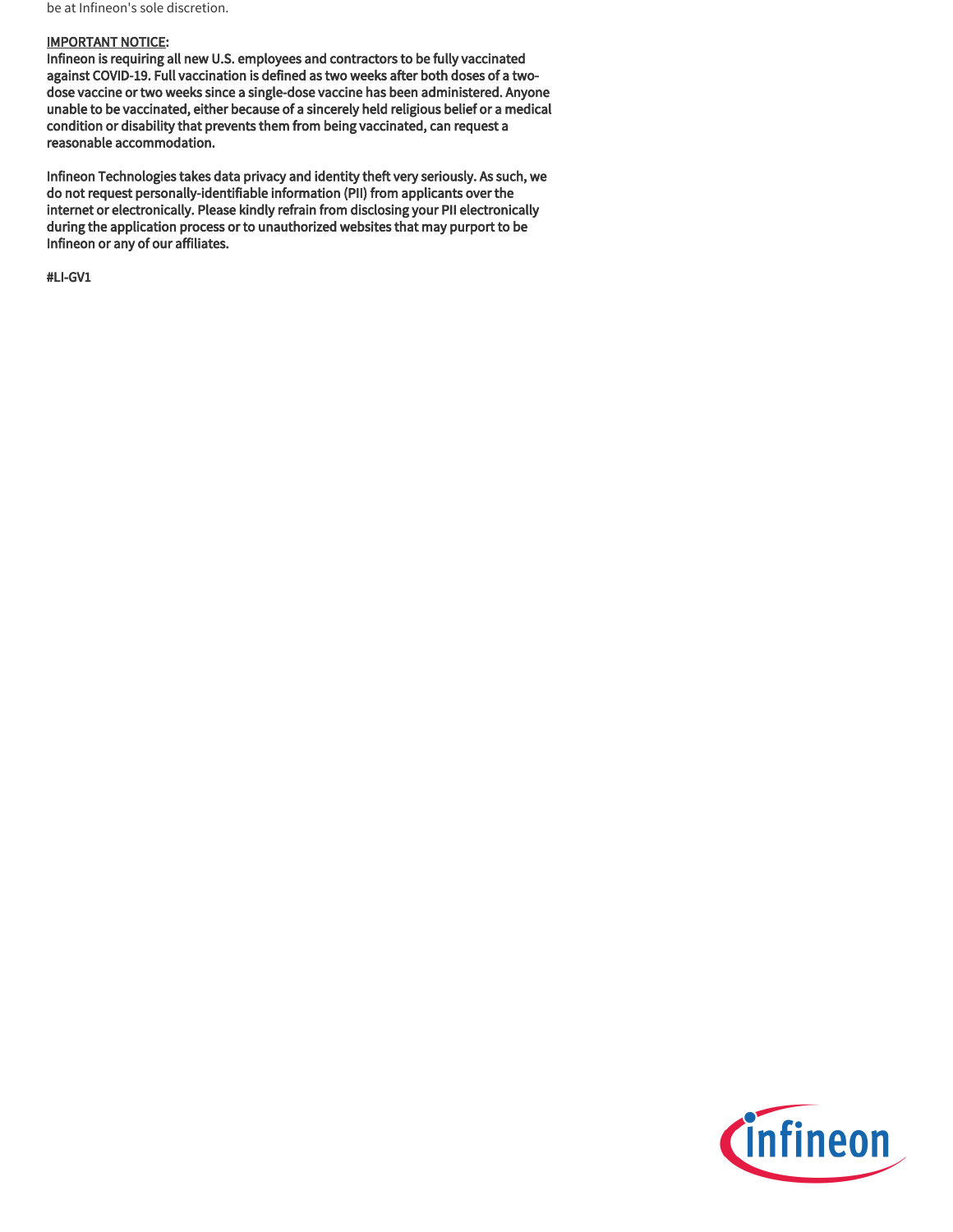be at Infineon's sole discretion.

**IMPORTANT NOTICE:**
**Infineon is requiring all new U.S. employees and contractors to be fully vaccinated against COVID-19. Full vaccination is defined as two weeks after both doses of a two-dose vaccine or two weeks since a single-dose vaccine has been administered. Anyone unable to be vaccinated, either because of a sincerely held religious belief or a medical condition or disability that prevents them from being vaccinated, can request a reasonable accommodation.**

**Infineon Technologies takes data privacy and identity theft very seriously. As such, we do not request personally-identifiable information (PII) from applicants over the internet or electronically. Please kindly refrain from disclosing your PII electronically during the application process or to unauthorized websites that may purport to be Infineon or any of our affiliates.**

**#LI-GV1**